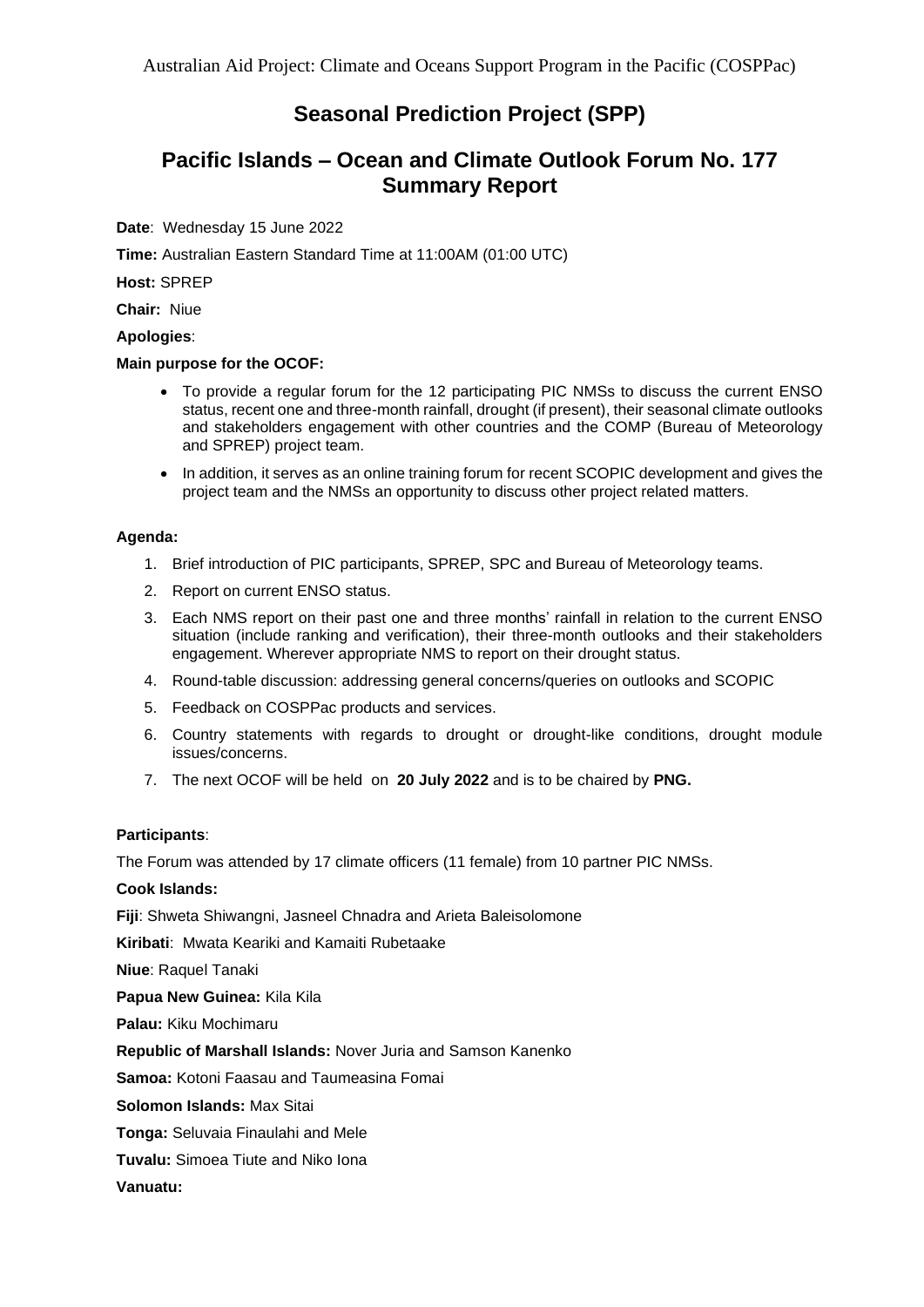Australian Aid Project: Climate and Oceans Support Program in the Pacific (COSPPac)

# Seasonal Prediction Project (SPP)

## Pacific Islands – Ocean and Climate Outlook Forum No. 177 Summary Report

**Date**: Wednesday 15 June 2022

**Time:** Australian Eastern Standard Time at 11:00AM (01:00 UTC)

**Host:** SPREP

**Chair:** Niue

**Apologies**:

**Main purpose for the OCOF:**

- To provide a regular forum for the 12 participating PIC NMSs to discuss the current ENSO status, recent one and three-month rainfall, drought (if present), their seasonal climate outlooks and stakeholders engagement with other countries and the COMP (Bureau of Meteorology and SPREP) project team.
- In addition, it serves as an online training forum for recent SCOPIC development and gives the project team and the NMSs an opportunity to discuss other project related matters.

**Agenda:**

1. Brief introduction of PIC participants, SPREP, SPC and Bureau of Meteorology teams.
2. Report on current ENSO status.
3. Each NMS report on their past one and three months' rainfall in relation to the current ENSO situation (include ranking and verification), their three-month outlooks and their stakeholders engagement. Wherever appropriate NMS to report on their drought status.
4. Round-table discussion: addressing general concerns/queries on outlooks and SCOPIC
5. Feedback on COSPPac products and services.
6. Country statements with regards to drought or drought-like conditions, drought module issues/concerns.
7. The next OCOF will be held on **20 July 2022** and is to be chaired by **PNG.**

**Participants**:

The Forum was attended by 17 climate officers (11 female) from 10 partner PIC NMSs.

**Cook Islands:**

**Fiji**: Shweta Shiwangni, Jasneel Chnadra and Arieta Baleisolomone

**Kiribati**: Mwata Keariki and Kamaiti Rubetaake

**Niue**: Raquel Tanaki

**Papua New Guinea:** Kila Kila

**Palau:** Kiku Mochimaru

**Republic of Marshall Islands:** Nover Juria and Samson Kanenko

**Samoa:** Kotoni Faasau and Taumeasina Fomai

**Solomon Islands:** Max Sitai

**Tonga:** Seluvaia Finaulahi and Mele

**Tuvalu:** Simoea Tiute and Niko Iona

**Vanuatu:**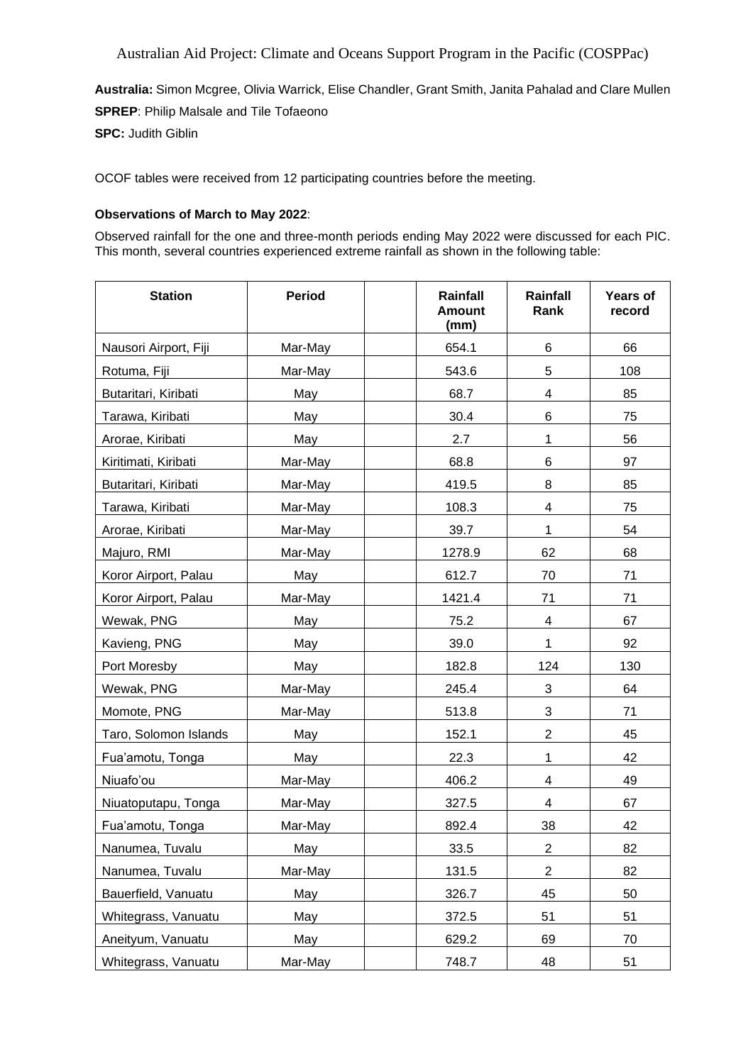Australian Aid Project: Climate and Oceans Support Program in the Pacific (COSPPac)

**Australia:** Simon Mcgree, Olivia Warrick, Elise Chandler, Grant Smith, Janita Pahalad and Clare Mullen

**SPREP**: Philip Malsale and Tile Tofaeono

**SPC:** Judith Giblin

OCOF tables were received from 12 participating countries before the meeting.

**Observations of March to May 2022**:

Observed rainfall for the one and three-month periods ending May 2022 were discussed for each PIC. This month, several countries experienced extreme rainfall as shown in the following table:

| Station | Period | | Rainfall Amount (mm) | Rainfall Rank | Years of record |
|---|---|---|---|---|---|
| Nausori Airport, Fiji | Mar-May | | 654.1 | 6 | 66 |
| Rotuma, Fiji | Mar-May | | 543.6 | 5 | 108 |
| Butaritari, Kiribati | May | | 68.7 | 4 | 85 |
| Tarawa, Kiribati | May | | 30.4 | 6 | 75 |
| Arorae, Kiribati | May | | 2.7 | 1 | 56 |
| Kiritimati, Kiribati | Mar-May | | 68.8 | 6 | 97 |
| Butaritari, Kiribati | Mar-May | | 419.5 | 8 | 85 |
| Tarawa, Kiribati | Mar-May | | 108.3 | 4 | 75 |
| Arorae, Kiribati | Mar-May | | 39.7 | 1 | 54 |
| Majuro, RMI | Mar-May | | 1278.9 | 62 | 68 |
| Koror Airport, Palau | May | | 612.7 | 70 | 71 |
| Koror Airport, Palau | Mar-May | | 1421.4 | 71 | 71 |
| Wewak, PNG | May | | 75.2 | 4 | 67 |
| Kavieng, PNG | May | | 39.0 | 1 | 92 |
| Port Moresby | May | | 182.8 | 124 | 130 |
| Wewak, PNG | Mar-May | | 245.4 | 3 | 64 |
| Momote, PNG | Mar-May | | 513.8 | 3 | 71 |
| Taro, Solomon Islands | May | | 152.1 | 2 | 45 |
| Fua'amotu, Tonga | May | | 22.3 | 1 | 42 |
| Niuafo'ou | Mar-May | | 406.2 | 4 | 49 |
| Niuatoputapu, Tonga | Mar-May | | 327.5 | 4 | 67 |
| Fua'amotu, Tonga | Mar-May | | 892.4 | 38 | 42 |
| Nanumea, Tuvalu | May | | 33.5 | 2 | 82 |
| Nanumea, Tuvalu | Mar-May | | 131.5 | 2 | 82 |
| Bauerfield, Vanuatu | May | | 326.7 | 45 | 50 |
| Whitegrass, Vanuatu | May | | 372.5 | 51 | 51 |
| Aneityum, Vanuatu | May | | 629.2 | 69 | 70 |
| Whitegrass, Vanuatu | Mar-May | | 748.7 | 48 | 51 |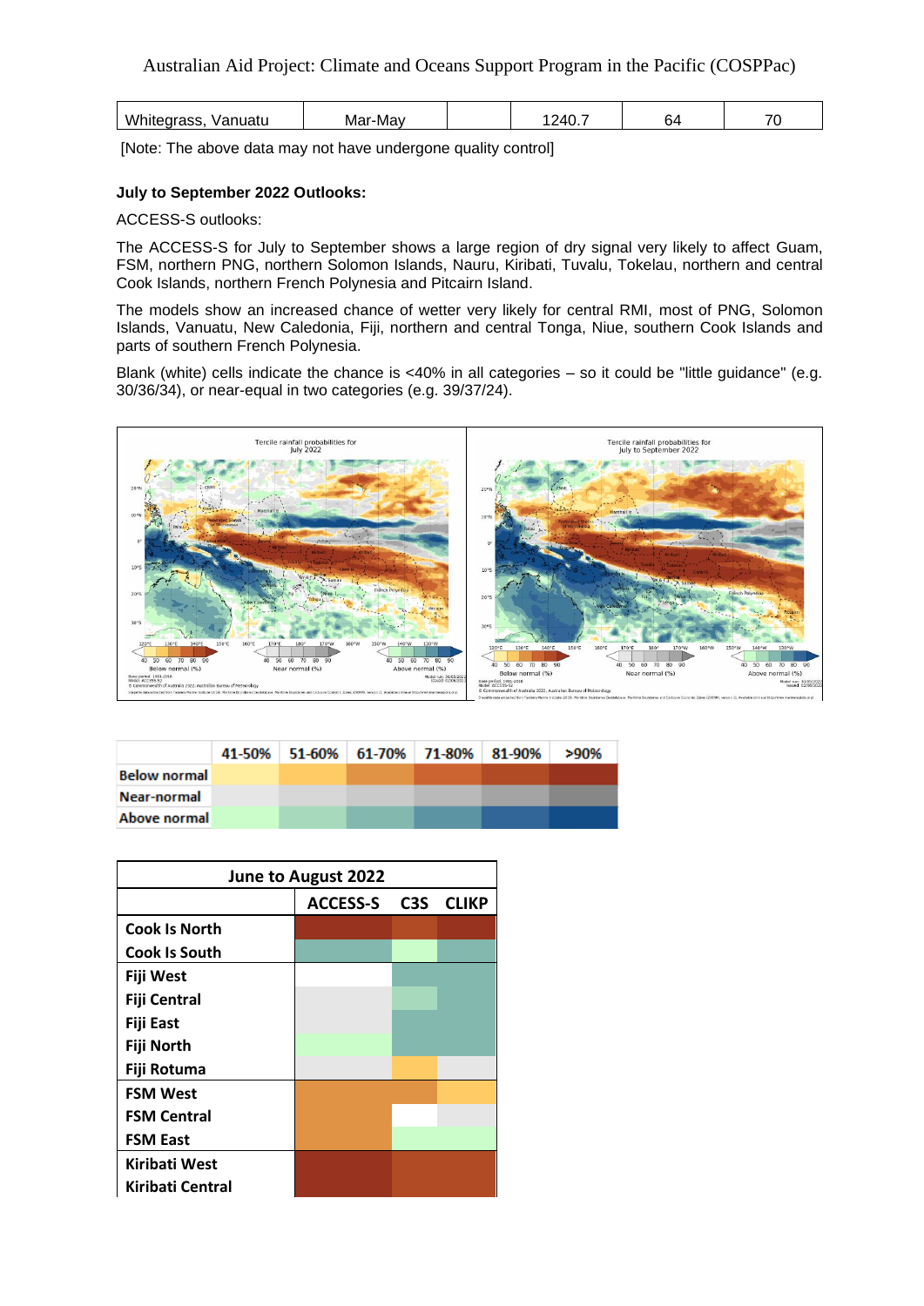| Whitegrass, Vanuatu | Mar-May | | 1240.7 | 64 | 70 |
|---|---|---|---|---|---|

[Note: The above data may not have undergone quality control]

**July to September 2022 Outlooks:**

ACCESS-S outlooks:

The ACCESS-S for July to September shows a large region of dry signal very likely to affect Guam, FSM, northern PNG, northern Solomon Islands, Nauru, Kiribati, Tuvalu, Tokelau, northern and central Cook Islands, northern French Polynesia and Pitcairn Island.

The models show an increased chance of wetter very likely for central RMI, most of PNG, Solomon Islands, Vanuatu, New Caledonia, Fiji, northern and central Tonga, Niue, southern Cook Islands and parts of southern French Polynesia.

Blank (white) cells indicate the chance is <40% in all categories – so it could be "little guidance" (e.g. 30/36/34), or near-equal in two categories (e.g. 39/37/24).

| | 41-50% | 51-60% | 61-70% | 71-80% | 81-90% | >90% |
|---|---|---|---|---|---|---|
| Below normal | | | | | | |
| Near-normal | | | | | | |
| Above normal | | | | | | |

| June to August 2022 | | | |
|---|---|---|---|
| | ACCESS-S | C3S | CLIKP |
| Cook Is North | | | |
| Cook Is South | | | |
| Fiji West | | | |
| Fiji Central | | | |
| Fiji East | | | |
| Fiji North | | | |
| Fiji Rotuma | | | |
| FSM West | | | |
| FSM Central | | | |
| FSM East | | | |
| Kiribati West | | | |
| Kiribati Central | | | |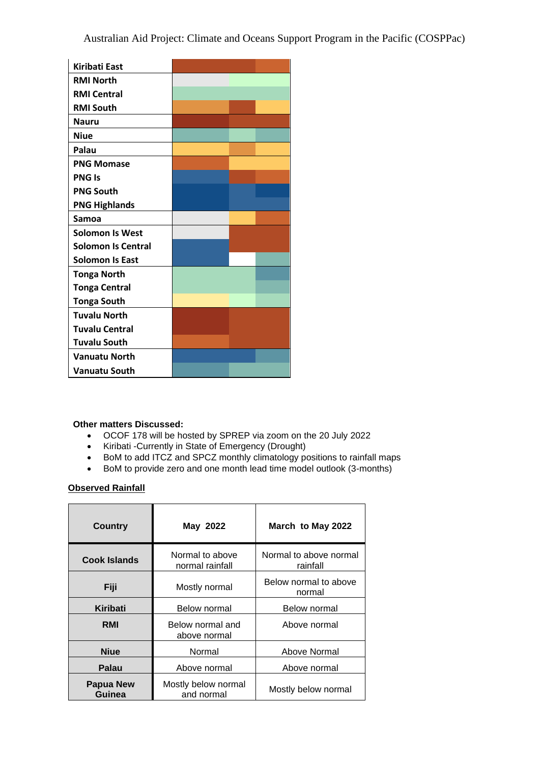| Kiribati East | | | |
|---|---|---|---|
| RMI North | | | |
| RMI Central | | | |
| RMI South | | | |
| Nauru | | | |
| Niue | | | |
| Palau | | | |
| PNG Momase | | | |
| PNG Is | | | |
| PNG South | | | |
| PNG Highlands | | | |
| Samoa | | | |
| Solomon Is West | | | |
| Solomon Is Central | | | |
| Solomon Is East | | | |
| Tonga North | | | |
| Tonga Central | | | |
| Tonga South | | | |
| Tuvalu North | | | |
| Tuvalu Central | | | |
| Tuvalu South | | | |
| Vanuatu North | | | |
| Vanuatu South | | | |

**Other matters Discussed:**

- OCOF 178 will be hosted by SPREP via zoom on the 20 July 2022
- Kiribati -Currently in State of Emergency (Drought)
- BoM to add ITCZ and SPCZ monthly climatology positions to rainfall maps
- BoM to provide zero and one month lead time model outlook (3-months)

**Observed Rainfall**

| Country | May 2022 | March to May 2022 |
|---|---|---|
| Cook Islands | Normal to above normal rainfall | Normal to above normal rainfall |
| Fiji | Mostly normal | Below normal to above normal |
| Kiribati | Below normal | Below normal |
| RMI | Below normal and above normal | Above normal |
| Niue | Normal | Above Normal |
| Palau | Above normal | Above normal |
| Papua New Guinea | Mostly below normal and normal | Mostly below normal |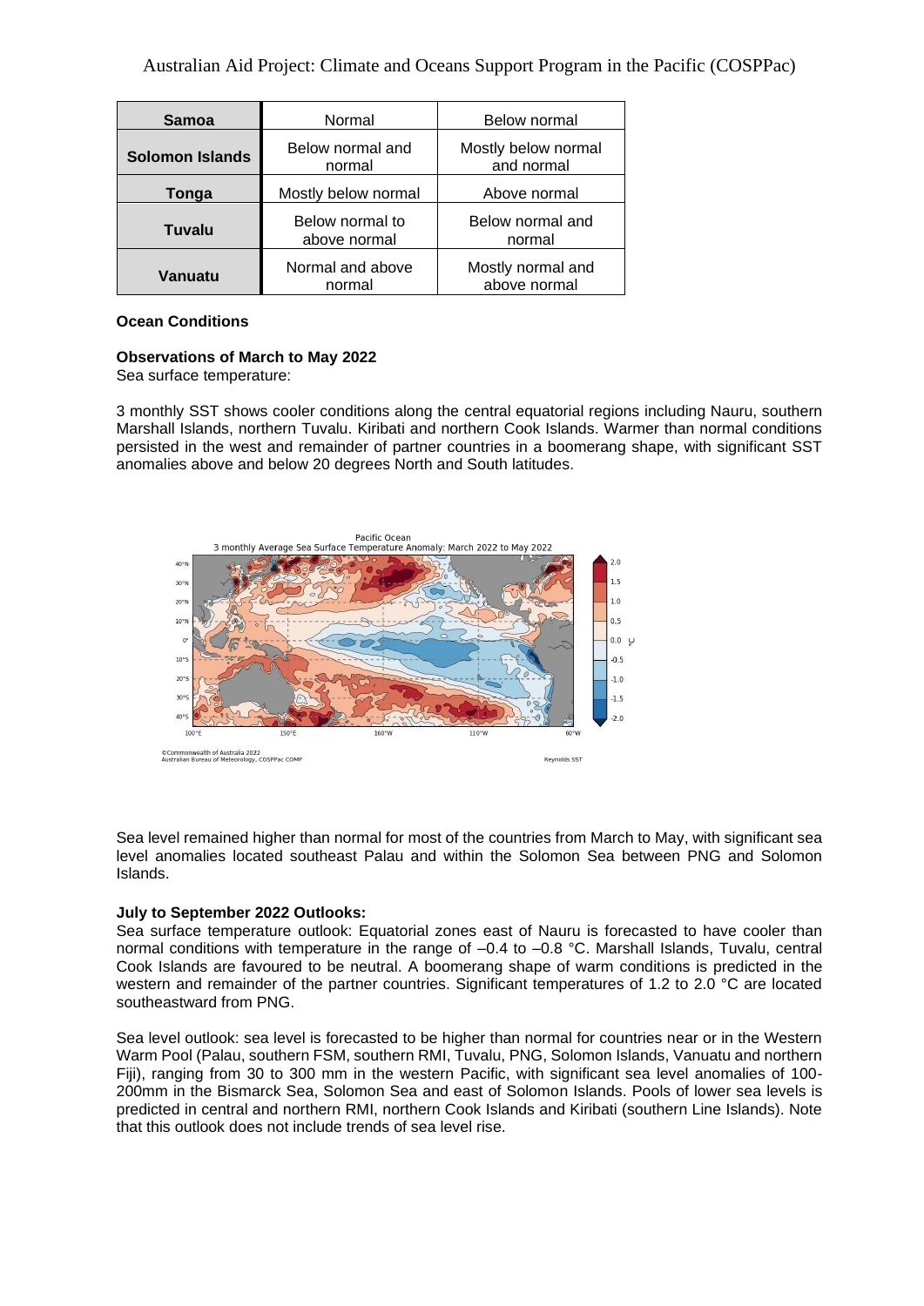| Samoa | Normal | Below normal |
|---|---|---|
| **Solomon Islands** | Below normal and normal | Mostly below normal and normal |
| **Tonga** | Mostly below normal | Above normal |
| **Tuvalu** | Below normal to above normal | Below normal and normal |
| **Vanuatu** | Normal and above normal | Mostly normal and above normal |

**Ocean Conditions**

**Observations of March to May 2022**

Sea surface temperature:

3 monthly SST shows cooler conditions along the central equatorial regions including Nauru, southern Marshall Islands, northern Tuvalu. Kiribati and northern Cook Islands. Warmer than normal conditions persisted in the west and remainder of partner countries in a boomerang shape, with significant SST anomalies above and below 20 degrees North and South latitudes.

Sea level remained higher than normal for most of the countries from March to May, with significant sea level anomalies located southeast Palau and within the Solomon Sea between PNG and Solomon Islands.

**July to September 2022 Outlooks:**

Sea surface temperature outlook: Equatorial zones east of Nauru is forecasted to have cooler than normal conditions with temperature in the range of –0.4 to –0.8 °C. Marshall Islands, Tuvalu, central Cook Islands are favoured to be neutral. A boomerang shape of warm conditions is predicted in the western and remainder of the partner countries. Significant temperatures of 1.2 to 2.0 °C are located southeastward from PNG.

Sea level outlook: sea level is forecasted to be higher than normal for countries near or in the Western Warm Pool (Palau, southern FSM, southern RMI, Tuvalu, PNG, Solomon Islands, Vanuatu and northern Fiji), ranging from 30 to 300 mm in the western Pacific, with significant sea level anomalies of 100-200mm in the Bismarck Sea, Solomon Sea and east of Solomon Islands. Pools of lower sea levels is predicted in central and northern RMI, northern Cook Islands and Kiribati (southern Line Islands). Note that this outlook does not include trends of sea level rise.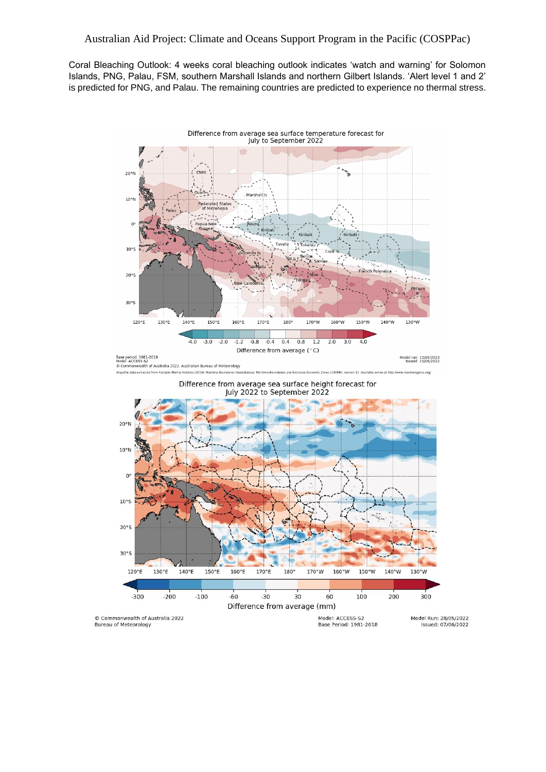Coral Bleaching Outlook: 4 weeks coral bleaching outlook indicates 'watch and warning' for Solomon Islands, PNG, Palau, FSM, southern Marshall Islands and northern Gilbert Islands. 'Alert level 1 and 2' is predicted for PNG, and Palau. The remaining countries are predicted to experience no thermal stress.

Difference from average sea surface temperature forecast for July to September 2022

Base period: 1981-2018
Model: ACCESS-S2
© Commonwealth of Australia 2022. Australian Bureau of Meteorology

Model run: 13/06/2022
Issued: 15/06/2022

Difference from average sea surface height forecast for July 2022 to September 2022

© Commonwealth of Australia 2022
Bureau of Meteorology

Model: ACCESS-S2
Base Period: 1981-2018

Model Run: 28/05/2022
Issued: 07/06/2022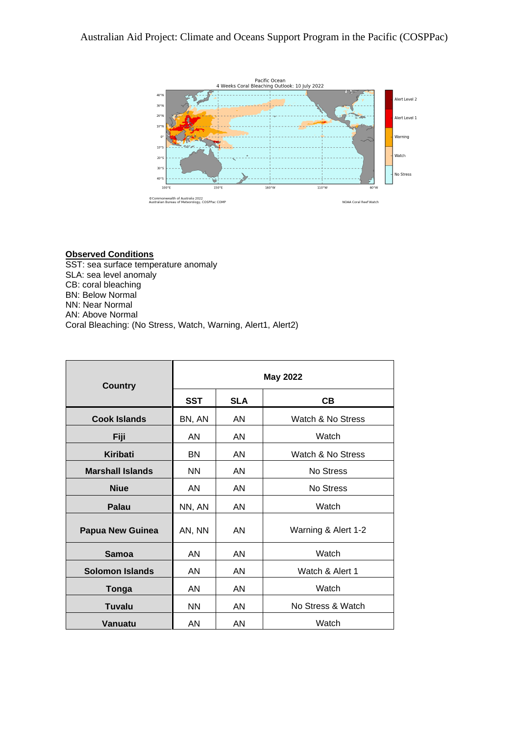**Observed Conditions**

SST: sea surface temperature anomaly
SLA: sea level anomaly
CB: coral bleaching
BN: Below Normal
NN: Near Normal
AN: Above Normal
Coral Bleaching: (No Stress, Watch, Warning, Alert1, Alert2)

| Country | May 2022 | | |
|---|---|---|---|
| | **SST** | **SLA** | **CB** |
| **Cook Islands** | BN, AN | AN | Watch & No Stress |
| **Fiji** | AN | AN | Watch |
| **Kiribati** | BN | AN | Watch & No Stress |
| **Marshall Islands** | NN | AN | No Stress |
| **Niue** | AN | AN | No Stress |
| **Palau** | NN, AN | AN | Watch |
| **Papua New Guinea** | AN, NN | AN | Warning & Alert 1-2 |
| **Samoa** | AN | AN | Watch |
| **Solomon Islands** | AN | AN | Watch & Alert 1 |
| **Tonga** | AN | AN | Watch |
| **Tuvalu** | NN | AN | No Stress & Watch |
| **Vanuatu** | AN | AN | Watch |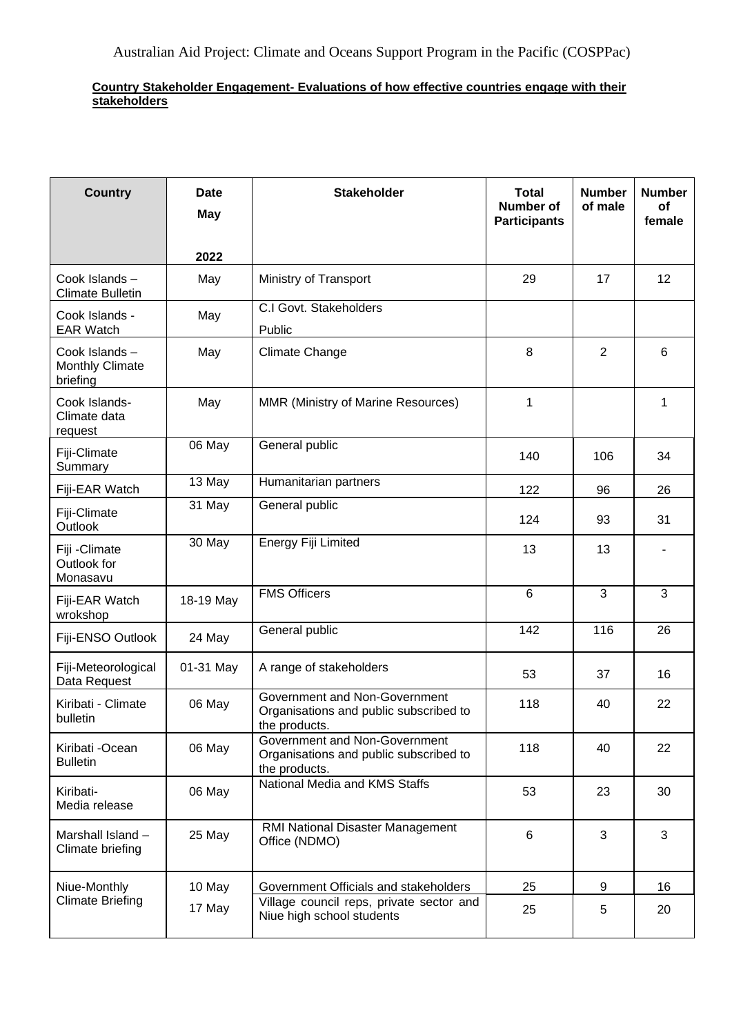Australian Aid Project: Climate and Oceans Support Program in the Pacific (COSPPac)

**Country Stakeholder Engagement- Evaluations of how effective countries engage with their stakeholders**

| Country | Date May 2022 | Stakeholder | Total Number of Participants | Number of male | Number of female |
|---|---|---|---|---|---|
| Cook Islands – Climate Bulletin | May | Ministry of Transport | 29 | 17 | 12 |
| Cook Islands - EAR Watch | May | C.I Govt. Stakeholders<br>Public | | | |
| Cook Islands – Monthly Climate briefing | May | Climate Change | 8 | 2 | 6 |
| Cook Islands- Climate data request | May | MMR (Ministry of Marine Resources) | 1 | | 1 |
| Fiji-Climate Summary | 06 May | General public | 140 | 106 | 34 |
| Fiji-EAR Watch | 13 May | Humanitarian partners | 122 | 96 | 26 |
| Fiji-Climate Outlook | 31 May | General public | 124 | 93 | 31 |
| Fiji -Climate Outlook for Monasavu | 30 May | Energy Fiji Limited | 13 | 13 | - |
| Fiji-EAR Watch wrokshop | 18-19 May | FMS Officers | 6 | 3 | 3 |
| Fiji-ENSO Outlook | 24 May | General public | 142 | 116 | 26 |
| Fiji-Meteorological Data Request | 01-31 May | A range of stakeholders | 53 | 37 | 16 |
| Kiribati - Climate bulletin | 06 May | Government and Non-Government Organisations and public subscribed to the products. | 118 | 40 | 22 |
| Kiribati -Ocean Bulletin | 06 May | Government and Non-Government Organisations and public subscribed to the products. | 118 | 40 | 22 |
| Kiribati- Media release | 06 May | National Media and KMS Staffs | 53 | 23 | 30 |
| Marshall Island – Climate briefing | 25 May | RMI National Disaster Management Office (NDMO) | 6 | 3 | 3 |
| Niue-Monthly Climate Briefing | 10 May | Government Officials and stakeholders | 25 | 9 | 16 |
| | 17 May | Village council reps, private sector and Niue high school students | 25 | 5 | 20 |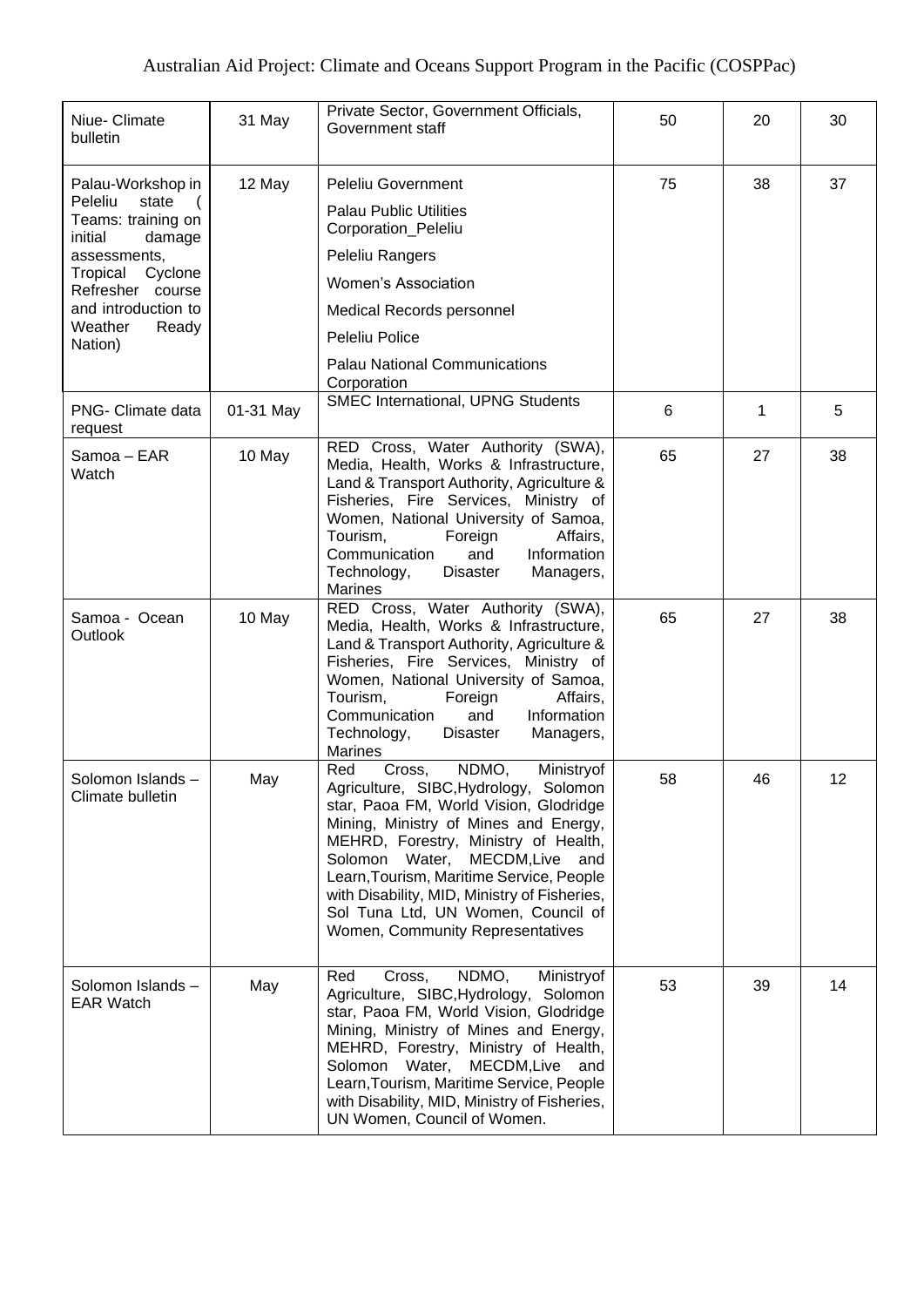Australian Aid Project: Climate and Oceans Support Program in the Pacific (COSPPac)

| | | | | | |
|---|---|---|---|---|---|
| Niue- Climate bulletin | 31 May | Private Sector, Government Officials, Government staff | 50 | 20 | 30 |
| Palau-Workshop in Peleliu state ( Teams: training on initial damage assessments, Tropical Cyclone Refresher course and introduction to Weather Ready Nation) | 12 May | Peleliu Government<br>Palau Public Utilities Corporation_Peleliu<br>Peleliu Rangers<br>Women's Association<br>Medical Records personnel<br>Peleliu Police<br>Palau National Communications Corporation | 75 | 38 | 37 |
| PNG- Climate data request | 01-31 May | SMEC International, UPNG Students | 6 | 1 | 5 |
| Samoa – EAR Watch | 10 May | RED Cross, Water Authority (SWA), Media, Health, Works & Infrastructure, Land & Transport Authority, Agriculture & Fisheries, Fire Services, Ministry of Women, National University of Samoa, Tourism, Foreign Affairs, Communication and Information Technology, Disaster Managers, Marines | 65 | 27 | 38 |
| Samoa - Ocean Outlook | 10 May | RED Cross, Water Authority (SWA), Media, Health, Works & Infrastructure, Land & Transport Authority, Agriculture & Fisheries, Fire Services, Ministry of Women, National University of Samoa, Tourism, Foreign Affairs, Communication and Information Technology, Disaster Managers, Marines | 65 | 27 | 38 |
| Solomon Islands – Climate bulletin | May | Red Cross, NDMO, Ministryof Agriculture, SIBC,Hydrology, Solomon star, Paoa FM, World Vision, Glodridge Mining, Ministry of Mines and Energy, MEHRD, Forestry, Ministry of Health, Solomon Water, MECDM,Live and Learn,Tourism, Maritime Service, People with Disability, MID, Ministry of Fisheries, Sol Tuna Ltd, UN Women, Council of Women, Community Representatives | 58 | 46 | 12 |
| Solomon Islands – EAR Watch | May | Red Cross, NDMO, Ministryof Agriculture, SIBC,Hydrology, Solomon star, Paoa FM, World Vision, Glodridge Mining, Ministry of Mines and Energy, MEHRD, Forestry, Ministry of Health, Solomon Water, MECDM,Live and Learn,Tourism, Maritime Service, People with Disability, MID, Ministry of Fisheries, UN Women, Council of Women. | 53 | 39 | 14 |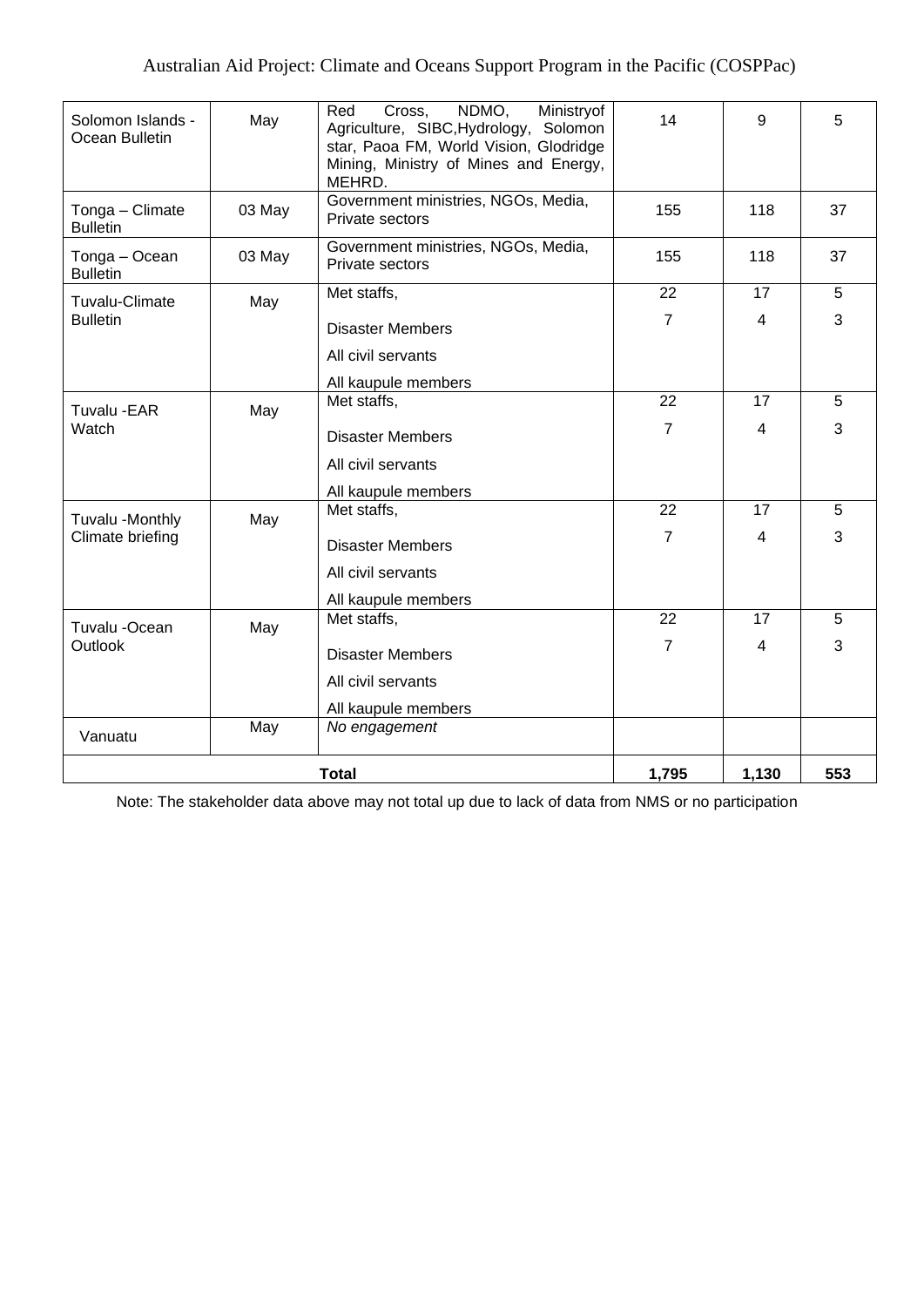| | | | | | |
|---|---|---|---|---|---|
| Solomon Islands - Ocean Bulletin | May | Red Cross, NDMO, Ministryof Agriculture, SIBC,Hydrology, Solomon star, Paoa FM, World Vision, Glodridge Mining, Ministry of Mines and Energy, MEHRD. | 14 | 9 | 5 |
| Tonga – Climate Bulletin | 03 May | Government ministries, NGOs, Media, Private sectors | 155 | 118 | 37 |
| Tonga – Ocean Bulletin | 03 May | Government ministries, NGOs, Media, Private sectors | 155 | 118 | 37 |
| Tuvalu-Climate Bulletin | May | Met staffs,<br>Disaster Members<br>All civil servants<br>All kaupule members | 22<br>7 | 17<br>4 | 5<br>3 |
| Tuvalu -EAR Watch | May | Met staffs,<br>Disaster Members<br>All civil servants<br>All kaupule members | 22<br>7 | 17<br>4 | 5<br>3 |
| Tuvalu -Monthly Climate briefing | May | Met staffs,<br>Disaster Members<br>All civil servants<br>All kaupule members | 22<br>7 | 17<br>4 | 5<br>3 |
| Tuvalu -Ocean Outlook | May | Met staffs,<br>Disaster Members<br>All civil servants<br>All kaupule members | 22<br>7 | 17<br>4 | 5<br>3 |
| Vanuatu | May | *No engagement* | | | |
| **Total** | | | **1,795** | **1,130** | **553** |

Note: The stakeholder data above may not total up due to lack of data from NMS or no participation